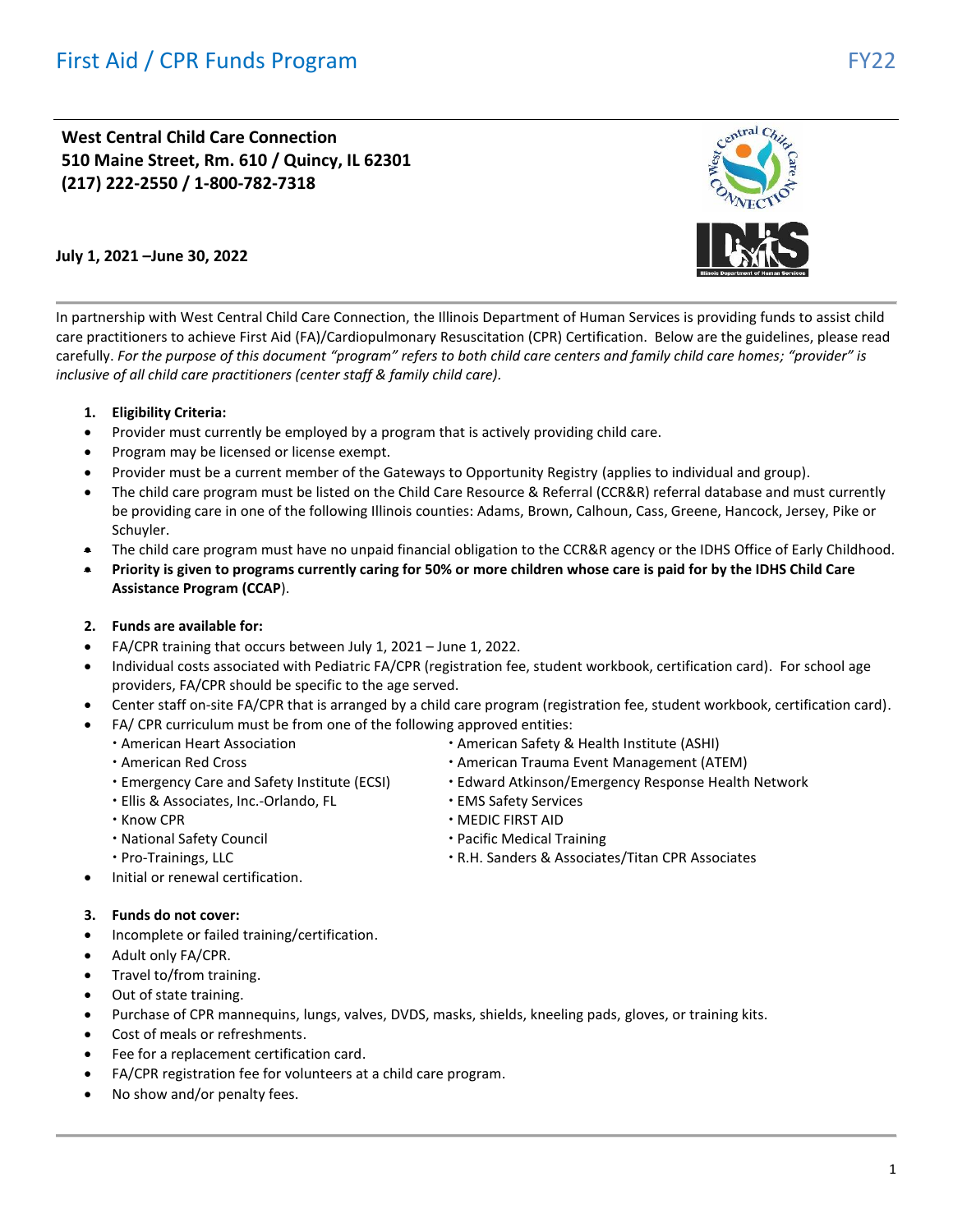# First Aid / CPR Funds Program

FY22

**West Central Child Care Connection**
**510 Maine Street, Rm. 610 / Quincy, IL 62301**
**(217) 222-2550 / 1-800-782-7318**

**July 1, 2021 –June 30, 2022**

In partnership with West Central Child Care Connection, the Illinois Department of Human Services is providing funds to assist child care practitioners to achieve First Aid (FA)/Cardiopulmonary Resuscitation (CPR) Certification. Below are the guidelines, please read carefully. *For the purpose of this document "program" refers to both child care centers and family child care homes; "provider" is inclusive of all child care practitioners (center staff & family child care).*

1. **Eligibility Criteria:**

- Provider must currently be employed by a program that is actively providing child care.
- Program may be licensed or license exempt.
- Provider must be a current member of the Gateways to Opportunity Registry (applies to individual and group).
- The child care program must be listed on the Child Care Resource & Referral (CCR&R) referral database and must currently be providing care in one of the following Illinois counties: Adams, Brown, Calhoun, Cass, Greene, Hancock, Jersey, Pike or Schuyler.
- The child care program must have no unpaid financial obligation to the CCR&R agency or the IDHS Office of Early Childhood.
- **Priority is given to programs currently caring for 50% or more children whose care is paid for by the IDHS Child Care Assistance Program (CCAP**).

2. **Funds are available for:**

- FA/CPR training that occurs between July 1, 2021 – June 1, 2022.
- Individual costs associated with Pediatric FA/CPR (registration fee, student workbook, certification card). For school age providers, FA/CPR should be specific to the age served.
- Center staff on-site FA/CPR that is arranged by a child care program (registration fee, student workbook, certification card).
- FA/ CPR curriculum must be from one of the following approved entities:
  - American Heart Association
  - American Red Cross
  - Emergency Care and Safety Institute (ECSI)
  - Ellis & Associates, Inc.-Orlando, FL
  - Know CPR
  - National Safety Council
  - Pro-Trainings, LLC
  - American Safety & Health Institute (ASHI)
  - American Trauma Event Management (ATEM)
  - Edward Atkinson/Emergency Response Health Network
  - EMS Safety Services
  - MEDIC FIRST AID
  - Pacific Medical Training
  - R.H. Sanders & Associates/Titan CPR Associates
- Initial or renewal certification.

3. **Funds do not cover:**

- Incomplete or failed training/certification.
- Adult only FA/CPR.
- Travel to/from training.
- Out of state training.
- Purchase of CPR mannequins, lungs, valves, DVDS, masks, shields, kneeling pads, gloves, or training kits.
- Cost of meals or refreshments.
- Fee for a replacement certification card.
- FA/CPR registration fee for volunteers at a child care program.
- No show and/or penalty fees.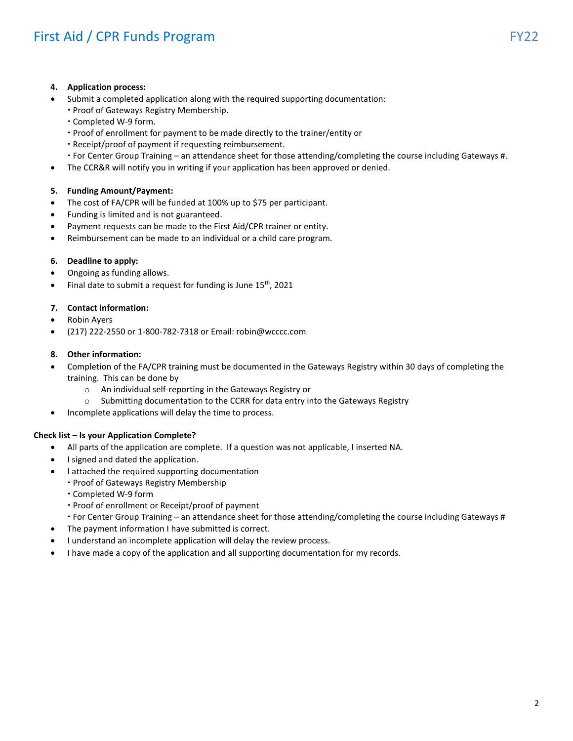**4. Application process:**

- Submit a completed application along with the required supporting documentation:
  - Proof of Gateways Registry Membership.
  - Completed W-9 form.
  - Proof of enrollment for payment to be made directly to the trainer/entity or
  - Receipt/proof of payment if requesting reimbursement.
  - For Center Group Training – an attendance sheet for those attending/completing the course including Gateways #.
- The CCR&R will notify you in writing if your application has been approved or denied.

**5. Funding Amount/Payment:**

- The cost of FA/CPR will be funded at 100% up to $75 per participant.
- Funding is limited and is not guaranteed.
- Payment requests can be made to the First Aid/CPR trainer or entity.
- Reimbursement can be made to an individual or a child care program.

**6. Deadline to apply:**

- Ongoing as funding allows.
- Final date to submit a request for funding is June 15th, 2021

**7. Contact information:**

- Robin Ayers
- (217) 222-2550 or 1-800-782-7318 or Email: robin@wcccc.com

**8. Other information:**

- Completion of the FA/CPR training must be documented in the Gateways Registry within 30 days of completing the training. This can be done by
  - An individual self-reporting in the Gateways Registry or
  - Submitting documentation to the CCRR for data entry into the Gateways Registry
- Incomplete applications will delay the time to process.

**Check list – Is your Application Complete?**

- All parts of the application are complete. If a question was not applicable, I inserted NA.
- I signed and dated the application.
- I attached the required supporting documentation
  - Proof of Gateways Registry Membership
  - Completed W-9 form
  - Proof of enrollment or Receipt/proof of payment
  - For Center Group Training – an attendance sheet for those attending/completing the course including Gateways #
- The payment information I have submitted is correct.
- I understand an incomplete application will delay the review process.
- I have made a copy of the application and all supporting documentation for my records.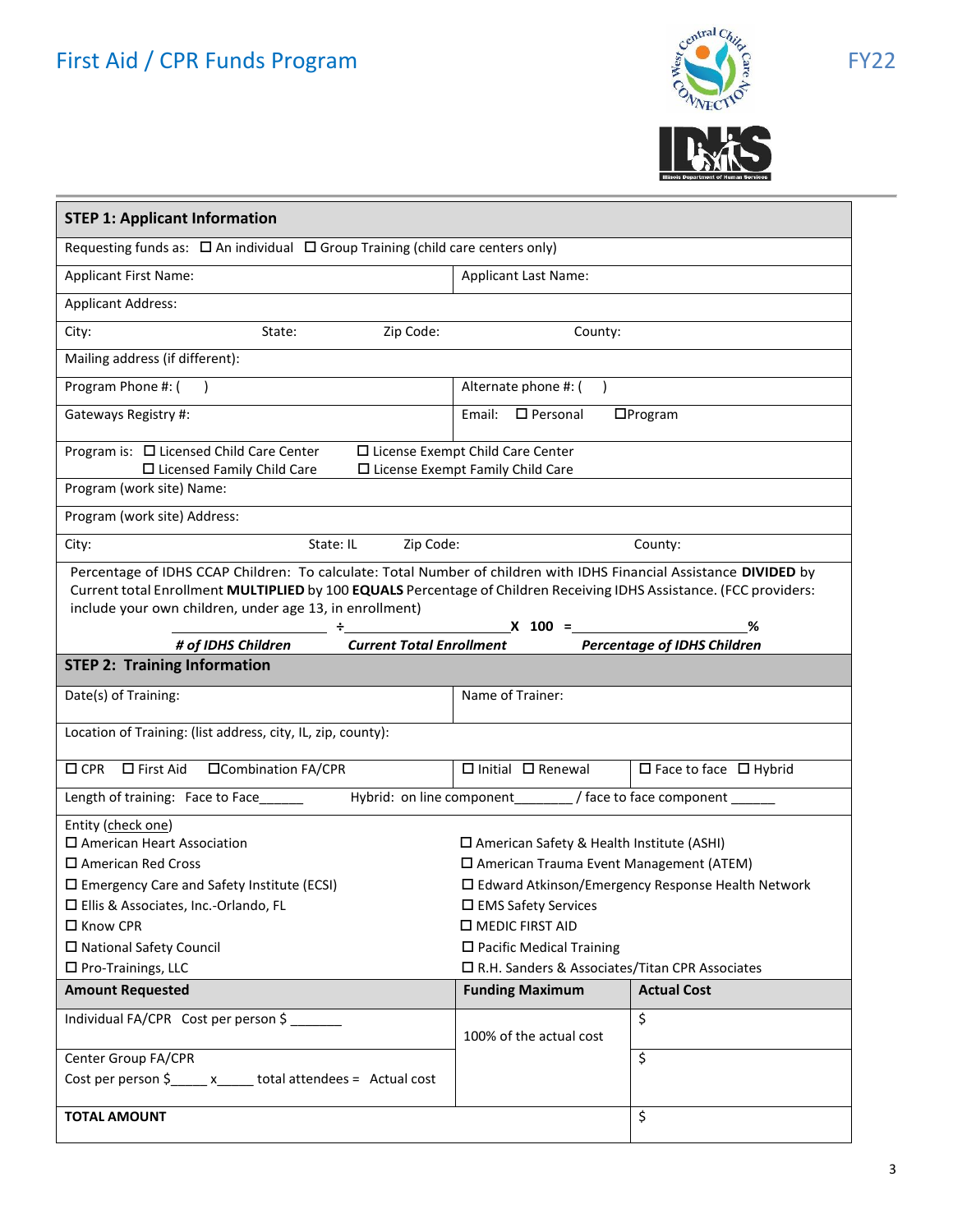# First Aid / CPR Funds Program

FY22

## STEP 1: Applicant Information

Requesting funds as: ☐ An individual ☐ Group Training (child care centers only)

| Applicant First Name: | Applicant Last Name: |
|---|---|
| Applicant Address: | |
| City: State: Zip Code: | County: |
| Mailing address (if different): | |
| Program Phone #: ( ) | Alternate phone #: ( ) |
| Gateways Registry #: | Email: ☐ Personal ☐Program |

Program is: ☐ Licensed Child Care Center ☐ License Exempt Child Care Center
☐ Licensed Family Child Care ☐ License Exempt Family Child Care

Program (work site) Name:

Program (work site) Address:

City: State: IL Zip Code: County:

Percentage of IDHS CCAP Children: To calculate: Total Number of children with IDHS Financial Assistance **DIVIDED** by Current total Enrollment **MULTIPLIED** by 100 **EQUALS** Percentage of Children Receiving IDHS Assistance. (FCC providers: include your own children, under age 13, in enrollment)

_______________ ÷ _______________ **X 100 =** _______________ **%**

***# of IDHS Children*** ***Current Total Enrollment*** ***Percentage of IDHS Children***

## STEP 2: Training Information

| Date(s) of Training: | Name of Trainer: |
|---|---|

Location of Training: (list address, city, IL, zip, county):

☐ CPR ☐ First Aid ☐Combination FA/CPR | ☐ Initial ☐ Renewal | ☐ Face to face ☐ Hybrid

Length of training: Face to Face______ Hybrid: on line component_______ / face to face component ______

Entity (check one)

| | |
|---|---|
| ☐ American Heart Association | ☐ American Safety & Health Institute (ASHI) |
| ☐ American Red Cross | ☐ American Trauma Event Management (ATEM) |
| ☐ Emergency Care and Safety Institute (ECSI) | ☐ Edward Atkinson/Emergency Response Health Network |
| ☐ Ellis & Associates, Inc.-Orlando, FL | ☐ EMS Safety Services |
| ☐ Know CPR | ☐ MEDIC FIRST AID |
| ☐ National Safety Council | ☐ Pacific Medical Training |
| ☐ Pro-Trainings, LLC | ☐ R.H. Sanders & Associates/Titan CPR Associates |

| **Amount Requested** | **Funding Maximum** | **Actual Cost** |
|---|---|---|
| Individual FA/CPR Cost per person $ _______ | 100% of the actual cost | $ |
| Center Group FA/CPR<br>Cost per person $_____ x_____ total attendees = Actual cost | | $ |
| **TOTAL AMOUNT** | | $ |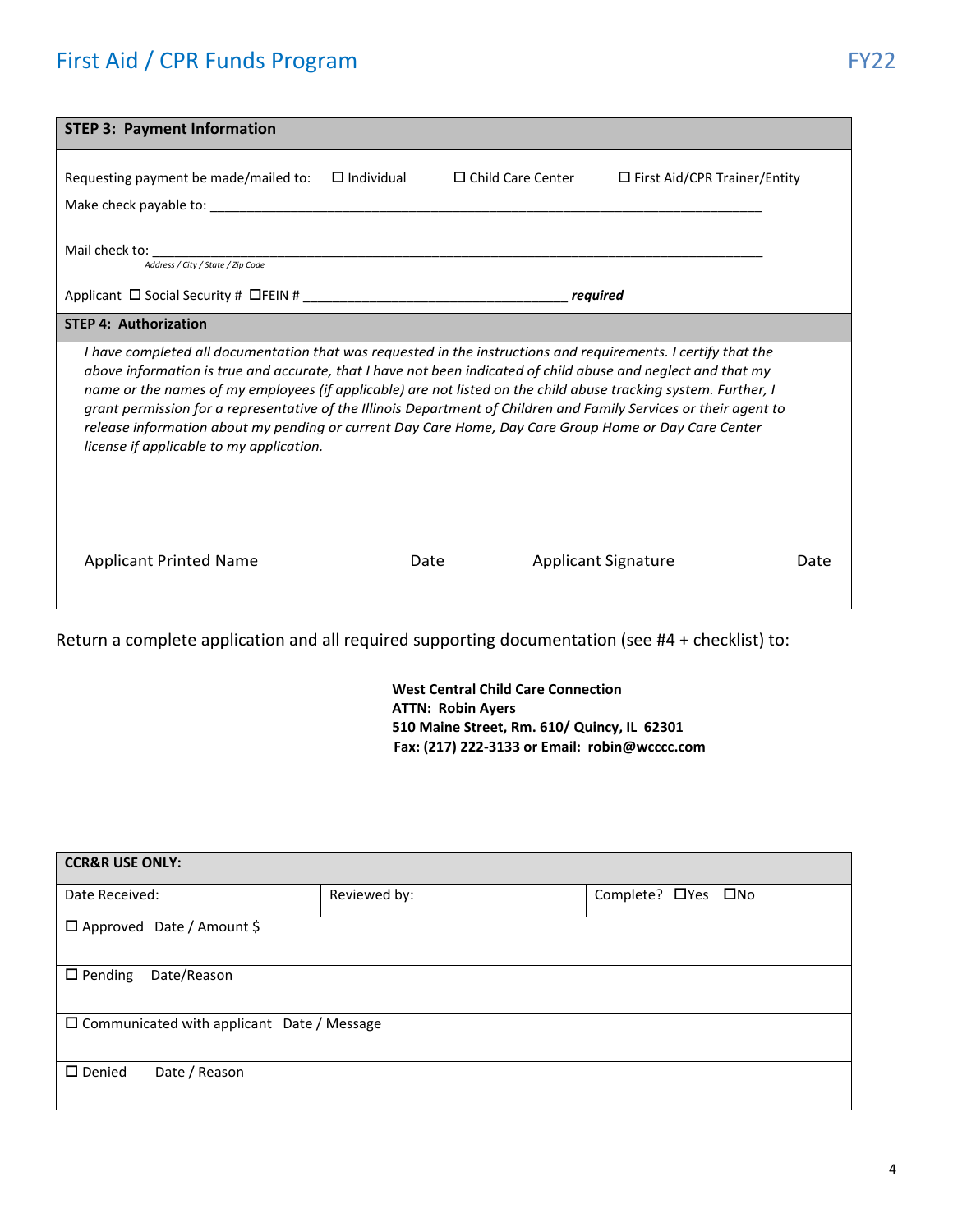# First Aid / CPR Funds Program

FY22

| STEP 3: Payment Information |
| --- |
| Requesting payment be made/mailed to: ☐ Individual ☐ Child Care Center ☐ First Aid/CPR Trainer/Entity<br>Make check payable to: ___________________________________________<br>Mail check to: ___________________________________________<br>*Address / City / State / Zip Code*<br>Applicant ☐ Social Security # ☐FEIN # _______________________ ***required*** |

| STEP 4: Authorization |
| --- |
| *I have completed all documentation that was requested in the instructions and requirements. I certify that the above information is true and accurate, that I have not been indicated of child abuse and neglect and that my name or the names of my employees (if applicable) are not listed on the child abuse tracking system. Further, I grant permission for a representative of the Illinois Department of Children and Family Services or their agent to release information about my pending or current Day Care Home, Day Care Group Home or Day Care Center license if applicable to my application.* |
| Applicant Printed Name &nbsp;&nbsp;&nbsp; Date &nbsp;&nbsp;&nbsp; Applicant Signature &nbsp;&nbsp;&nbsp; Date |

Return a complete application and all required supporting documentation (see #4 + checklist) to:

**West Central Child Care Connection**
**ATTN: Robin Ayers**
**510 Maine Street, Rm. 610/ Quincy, IL 62301**
**Fax: (217) 222-3133 or Email: robin@wcccc.com**

| CCR&R USE ONLY: | | |
| --- | --- | --- |
| Date Received: | Reviewed by: | Complete? ☐Yes ☐No |
| ☐ Approved Date / Amount $ | | |
| ☐ Pending Date/Reason | | |
| ☐ Communicated with applicant Date / Message | | |
| ☐ Denied Date / Reason | | |